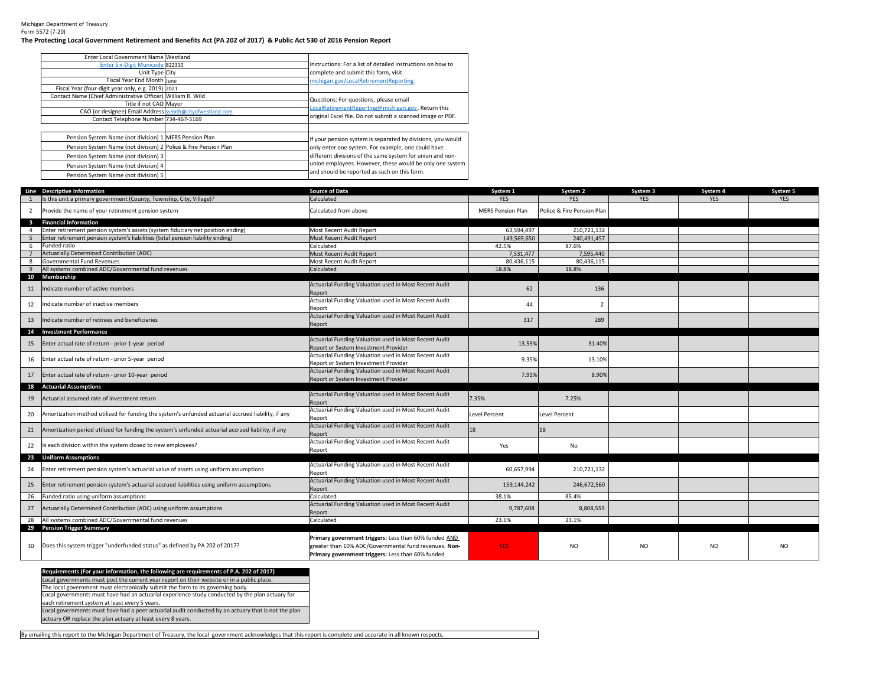Michigan Department of Treasury
Form 5572 (7-20)

**The Protecting Local Government Retirement and Benefits Act (PA 202 of 2017) & Public Act 530 of 2016 Pension Report**

| | |
|---|---|
| Enter Local Government Name | Westland |
| Enter Six-Digit Municode | 822310 |
| Unit Type | City |
| Fiscal Year End Month | June |
| Fiscal Year (four-digit year only, e.g. 2019) | 2021 |
| Contact Name (Chief Administrative Officer) | William R. Wild |
| Title if not CAO | Mayor |
| CAO (or designee) Email Address | ssmith@cityofwestland.com |
| Contact Telephone Number | 734-467-3169 |

Instructions: For a list of detailed instructions on how to complete and submit this form, visit michigan.gov/LocalRetirementReporting.

Questions: For questions, please email LocalRetirementReporting@michigan.gov. Return this original Excel file. Do not submit a scanned image or PDF.

| | |
|---|---|
| Pension System Name (not division) 1 | MERS Pension Plan |
| Pension System Name (not division) 2 | Police & Fire Pension Plan |
| Pension System Name (not division) 3 | |
| Pension System Name (not division) 4 | |
| Pension System Name (not division) 5 | |

If your pension system is separated by divisions, you would only enter one system. For example, one could have different divisions of the same system for union and non-union employees. However, these would be only one system and should be reported as such on this form.

| Line | Descriptive Information | Source of Data | System 1 | System 2 | System 3 | System 4 | System 5 |
|---|---|---|---|---|---|---|---|
| 1 | Is this unit a primary government (County, Township, City, Village)? | Calculated | YES | YES | YES | YES | YES |
| 2 | Provide the name of your retirement pension system | Calculated from above | MERS Pension Plan | Police & Fire Pension Plan | | | |
| 3 | **Financial Information** | | | | | | |
| 4 | Enter retirement pension system's assets (system fiduciary net position ending) | Most Recent Audit Report | 63,594,497 | 210,721,132 | | | |
| 5 | Enter retirement pension system's liabilities (total pension liability ending) | Most Recent Audit Report | 149,569,650 | 240,491,457 | | | |
| 6 | Funded ratio | Calculated | 42.5% | 87.6% | | | |
| 7 | Actuarially Determined Contribution (ADC) | Most Recent Audit Report | 7,531,477 | 7,595,440 | | | |
| 8 | Governmental Fund Revenues | Most Recent Audit Report | 80,436,115 | 80,436,115 | | | |
| 9 | All systems combined ADC/Governmental fund revenues | Calculated | 18.8% | 18.8% | | | |
| 10 | **Membership** | | | | | | |
| 11 | Indicate number of active members | Actuarial Funding Valuation used in Most Recent Audit Report | 62 | 136 | | | |
| 12 | Indicate number of inactive members | Actuarial Funding Valuation used in Most Recent Audit Report | 44 | 2 | | | |
| 13 | Indicate number of retirees and beneficiaries | Actuarial Funding Valuation used in Most Recent Audit Report | 317 | 289 | | | |
| 14 | **Investment Performance** | | | | | | |
| 15 | Enter actual rate of return - prior 1-year period | Actuarial Funding Valuation used in Most Recent Audit Report or System Investment Provider | 13.59% | 31.40% | | | |
| 16 | Enter actual rate of return - prior 5-year period | Actuarial Funding Valuation used in Most Recent Audit Report or System Investment Provider | 9.35% | 13.10% | | | |
| 17 | Enter actual rate of return - prior 10-year period | Actuarial Funding Valuation used in Most Recent Audit Report or System Investment Provider | 7.91% | 8.90% | | | |
| 18 | **Actuarial Assumptions** | | | | | | |
| 19 | Actuarial assumed rate of investment return | Actuarial Funding Valuation used in Most Recent Audit Report | 7.35% | 7.25% | | | |
| 20 | Amortization method utilized for funding the system's unfunded actuarial accrued liability, if any | Actuarial Funding Valuation used in Most Recent Audit Report | Level Percent | Level Percent | | | |
| 21 | Amortization period utilized for funding the system's unfunded actuarial accrued liability, if any | Actuarial Funding Valuation used in Most Recent Audit Report | 18 | 18 | | | |
| 22 | Is each division within the system closed to new employees? | Actuarial Funding Valuation used in Most Recent Audit Report | Yes | No | | | |
| 23 | **Uniform Assumptions** | | | | | | |
| 24 | Enter retirement pension system's actuarial value of assets using uniform assumptions | Actuarial Funding Valuation used in Most Recent Audit Report | 60,657,994 | 210,721,132 | | | |
| 25 | Enter retirement pension system's actuarial accrued liabilities using uniform assumptions | Actuarial Funding Valuation used in Most Recent Audit Report | 159,144,242 | 246,672,560 | | | |
| 26 | Funded ratio using uniform assumptions | Calculated | 38.1% | 85.4% | | | |
| 27 | Actuarially Determined Contribution (ADC) using uniform assumptions | Actuarial Funding Valuation used in Most Recent Audit Report | 9,787,608 | 8,808,559 | | | |
| 28 | All systems combined ADC/Governmental fund revenues | Calculated | 23.1% | 23.1% | | | |
| 29 | **Pension Trigger Summary** | | | | | | |
| 30 | Does this system trigger "underfunded status" as defined by PA 202 of 2017? | **Primary government triggers:** Less than 60% funded AND greater than 10% ADC/Governmental fund revenues. **Non-Primary government triggers:** Less than 60% funded | YES | NO | NO | NO | NO |

**Requirements (For your information, the following are requirements of P.A. 202 of 2017)**

- Local governments must post the current year report on their website or in a public place.
- The local government must electronically submit the form to its governing body.
- Local governments must have had an actuarial experience study conducted by the plan actuary for each retirement system at least every 5 years.
- Local governments must have had a peer actuarial audit conducted by an actuary that is not the plan actuary OR replace the plan actuary at least every 8 years.

By emailing this report to the Michigan Department of Treasury, the local government acknowledges that this report is complete and accurate in all known respects.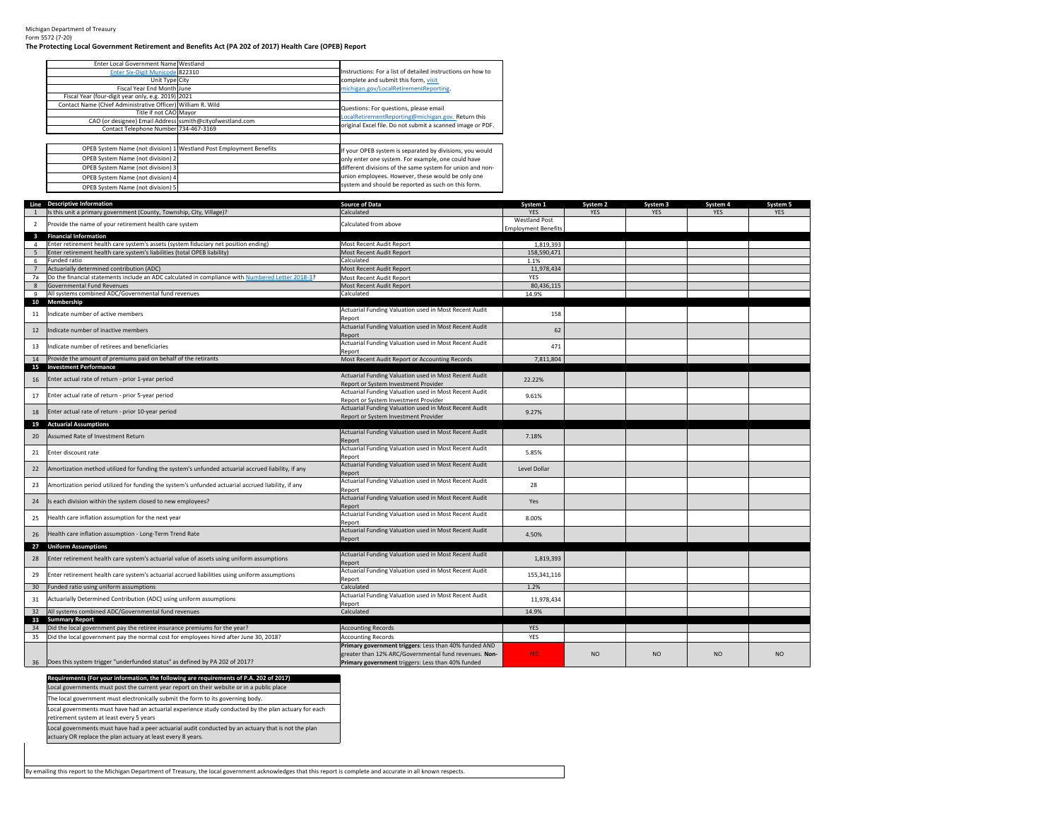Michigan Department of Treasury
Form 5572 (7-20)

**The Protecting Local Government Retirement and Benefits Act (PA 202 of 2017) Health Care (OPEB) Report**

| | |
|---|---|
| Enter Local Government Name | Westland |
| Enter Six-Digit Municode | 822310 |
| Unit Type | City |
| Fiscal Year End Month | June |
| Fiscal Year (four-digit year only, e.g. 2019) | 2021 |
| Contact Name (Chief Administrative Officer) | William R. Wild |
| Title if not CAO | Mayor |
| CAO (or designee) Email Address | ssmith@cityofwestland.com |
| Contact Telephone Number | 734-467-3169 |

Instructions: For a list of detailed instructions on how to complete and submit this form, visit michigan.gov/LocalRetirementReporting.

Questions: For questions, please email LocalRetirementReporting@michigan.gov. Return this original Excel file. Do not submit a scanned image or PDF.

| | |
|---|---|
| OPEB System Name (not division) 1 | Westland Post Employment Benefits |
| OPEB System Name (not division) 2 | |
| OPEB System Name (not division) 3 | |
| OPEB System Name (not division) 4 | |
| OPEB System Name (not division) 5 | |

If your OPEB system is separated by divisions, you would only enter one system. For example, one could have different divisions of the same system for union and non-union employees. However, these would be only one system and should be reported as such on this form.

| Line | Descriptive Information | Source of Data | System 1 | System 2 | System 3 | System 4 | System 5 |
|---|---|---|---|---|---|---|---|
| 1 | Is this unit a primary government (County, Township, City, Village)? | Calculated | YES | YES | YES | YES | YES |
| 2 | Provide the name of your retirement health care system | Calculated from above | Westland Post Employment Benefits | | | | |
| 3 | **Financial Information** | | | | | | |
| 4 | Enter retirement health care system's assets (system fiduciary net position ending) | Most Recent Audit Report | 1,819,393 | | | | |
| 5 | Enter retirement health care system's liabilities (total OPEB liability) | Most Recent Audit Report | 158,590,471 | | | | |
| 6 | Funded ratio | Calculated | 1.1% | | | | |
| 7 | Actuarially determined contribution (ADC) | Most Recent Audit Report | 11,978,434 | | | | |
| 7a | Do the financial statements include an ADC calculated in compliance with Numbered Letter 2018-3? | Most Recent Audit Report | YES | | | | |
| 8 | Governmental Fund Revenues | Most Recent Audit Report | 80,436,115 | | | | |
| 9 | All systems combined ADC/Governmental fund revenues | Calculated | 14.9% | | | | |
| 10 | **Membership** | | | | | | |
| 11 | Indicate number of active members | Actuarial Funding Valuation used in Most Recent Audit Report | 158 | | | | |
| 12 | Indicate number of inactive members | Actuarial Funding Valuation used in Most Recent Audit Report | 62 | | | | |
| 13 | Indicate number of retirees and beneficiaries | Actuarial Funding Valuation used in Most Recent Audit Report | 471 | | | | |
| 14 | Provide the amount of premiums paid on behalf of the retirants | Most Recent Audit Report or Accounting Records | 7,811,804 | | | | |
| 15 | **Investment Performance** | | | | | | |
| 16 | Enter actual rate of return - prior 1-year period | Actuarial Funding Valuation used in Most Recent Audit Report or System Investment Provider | 22.22% | | | | |
| 17 | Enter actual rate of return - prior 5-year period | Actuarial Funding Valuation used in Most Recent Audit Report or System Investment Provider | 9.61% | | | | |
| 18 | Enter actual rate of return - prior 10-year period | Actuarial Funding Valuation used in Most Recent Audit Report or System Investment Provider | 9.27% | | | | |
| 19 | **Actuarial Assumptions** | | | | | | |
| 20 | Assumed Rate of Investment Return | Actuarial Funding Valuation used in Most Recent Audit Report | 7.18% | | | | |
| 21 | Enter discount rate | Actuarial Funding Valuation used in Most Recent Audit Report | 5.85% | | | | |
| 22 | Amortization method utilized for funding the system's unfunded actuarial accrued liability, if any | Actuarial Funding Valuation used in Most Recent Audit Report | Level Dollar | | | | |
| 23 | Amortization period utilized for funding the system's unfunded actuarial accrued liability, if any | Actuarial Funding Valuation used in Most Recent Audit Report | 28 | | | | |
| 24 | Is each division within the system closed to new employees? | Actuarial Funding Valuation used in Most Recent Audit Report | Yes | | | | |
| 25 | Health care inflation assumption for the next year | Actuarial Funding Valuation used in Most Recent Audit Report | 8.00% | | | | |
| 26 | Health care inflation assumption - Long-Term Trend Rate | Actuarial Funding Valuation used in Most Recent Audit Report | 4.50% | | | | |
| 27 | **Uniform Assumptions** | | | | | | |
| 28 | Enter retirement health care system's actuarial value of assets using uniform assumptions | Actuarial Funding Valuation used in Most Recent Audit Report | 1,819,393 | | | | |
| 29 | Enter retirement health care system's actuarial accrued liabilities using uniform assumptions | Actuarial Funding Valuation used in Most Recent Audit Report | 155,341,116 | | | | |
| 30 | Funded ratio using uniform assumptions | Calculated | 1.2% | | | | |
| 31 | Actuarially Determined Contribution (ADC) using uniform assumptions | Actuarial Funding Valuation used in Most Recent Audit Report | 11,978,434 | | | | |
| 32 | All systems combined ADC/Governmental fund revenues | Calculated | 14.9% | | | | |
| 33 | **Summary Report** | | | | | | |
| 34 | Did the local government pay the retiree insurance premiums for the year? | Accounting Records | YES | | | | |
| 35 | Did the local government pay the normal cost for employees hired after June 30, 2018? | Accounting Records | YES | | | | |
| 36 | Does this system trigger "underfunded status" as defined by PA 202 of 2017? | **Primary government triggers**: Less than 40% funded AND greater than 12% ARC/Governmental fund revenues. **Non-Primary government** triggers: Less than 40% funded | YES | NO | NO | NO | NO |

**Requirements (For your information, the following are requirements of P.A. 202 of 2017)**

- Local governments must post the current year report on their website or in a public place
- The local government must electronically submit the form to its governing body.
- Local governments must have had an actuarial experience study conducted by the plan actuary for each retirement system at least every 5 years
- Local governments must have had a peer actuarial audit conducted by an actuary that is not the plan actuary OR replace the plan actuary at least every 8 years.

By emailing this report to the Michigan Department of Treasury, the local government acknowledges that this report is complete and accurate in all known respects.